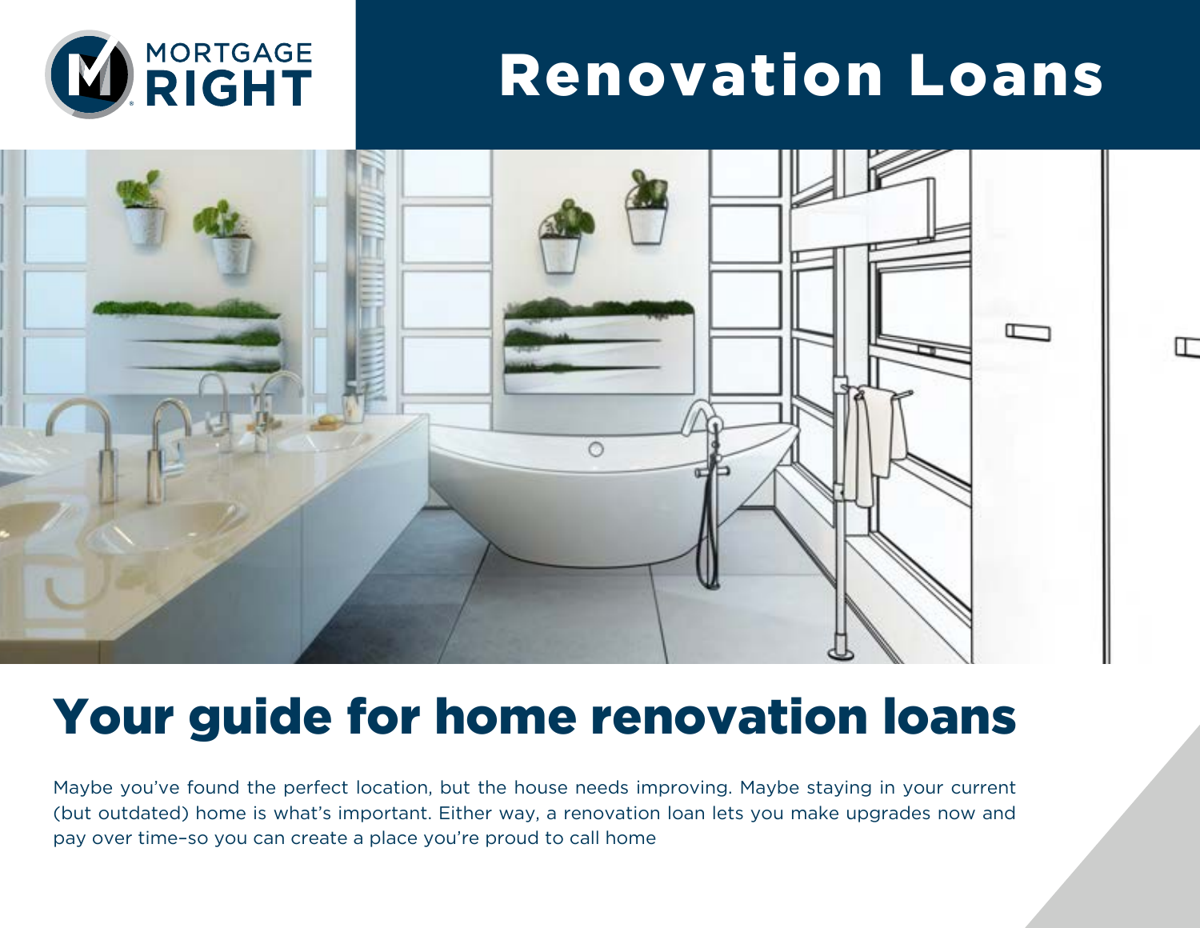MORTGAGE RIGHT

# Renovation Loans

## Your guide for home renovation loans

Maybe you've found the perfect location, but the house needs improving. Maybe staying in your current (but outdated) home is what's important. Either way, a renovation loan lets you make upgrades now and pay over time–so you can create a place you're proud to call home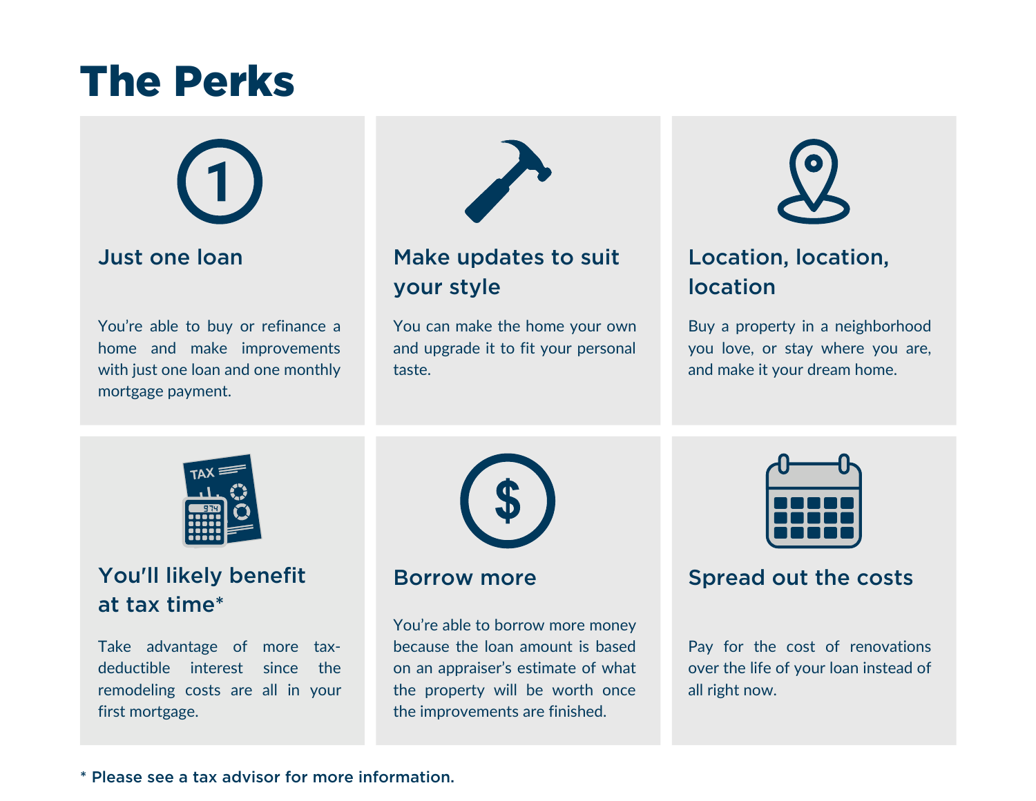# The Perks

### Just one loan

You're able to buy or refinance a home and make improvements with just one loan and one monthly mortgage payment.

### Make updates to suit your style

You can make the home your own and upgrade it to fit your personal taste.

### Location, location, location

Buy a property in a neighborhood you love, or stay where you are, and make it your dream home.

### You'll likely benefit at tax time*

Take advantage of more tax-deductible interest since the remodeling costs are all in your first mortgage.

### Borrow more

You're able to borrow more money because the loan amount is based on an appraiser's estimate of what the property will be worth once the improvements are finished.

### Spread out the costs

Pay for the cost of renovations over the life of your loan instead of all right now.

**\* Please see a tax advisor for more information.**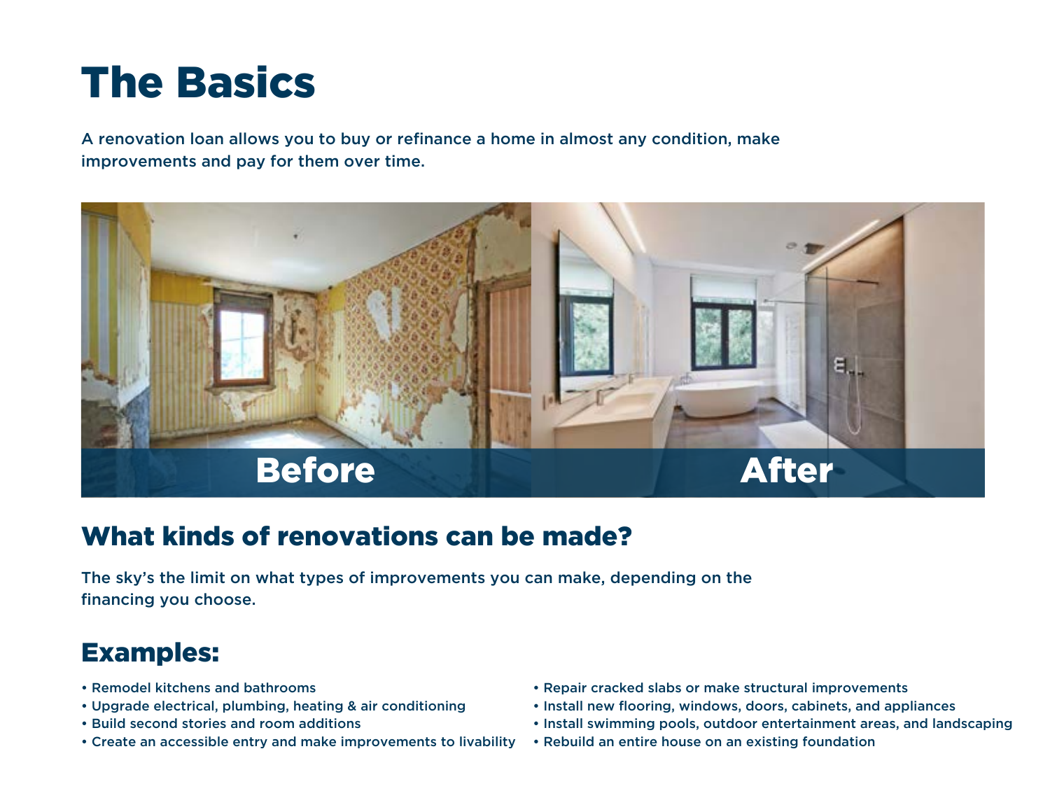# The Basics

A renovation loan allows you to buy or refinance a home in almost any condition, make improvements and pay for them over time.

Before

After

## What kinds of renovations can be made?

The sky's the limit on what types of improvements you can make, depending on the financing you choose.

## Examples:

- Remodel kitchens and bathrooms
- Upgrade electrical, plumbing, heating & air conditioning
- Build second stories and room additions
- Create an accessible entry and make improvements to livability
- Repair cracked slabs or make structural improvements
- Install new flooring, windows, doors, cabinets, and appliances
- Install swimming pools, outdoor entertainment areas, and landscaping
- Rebuild an entire house on an existing foundation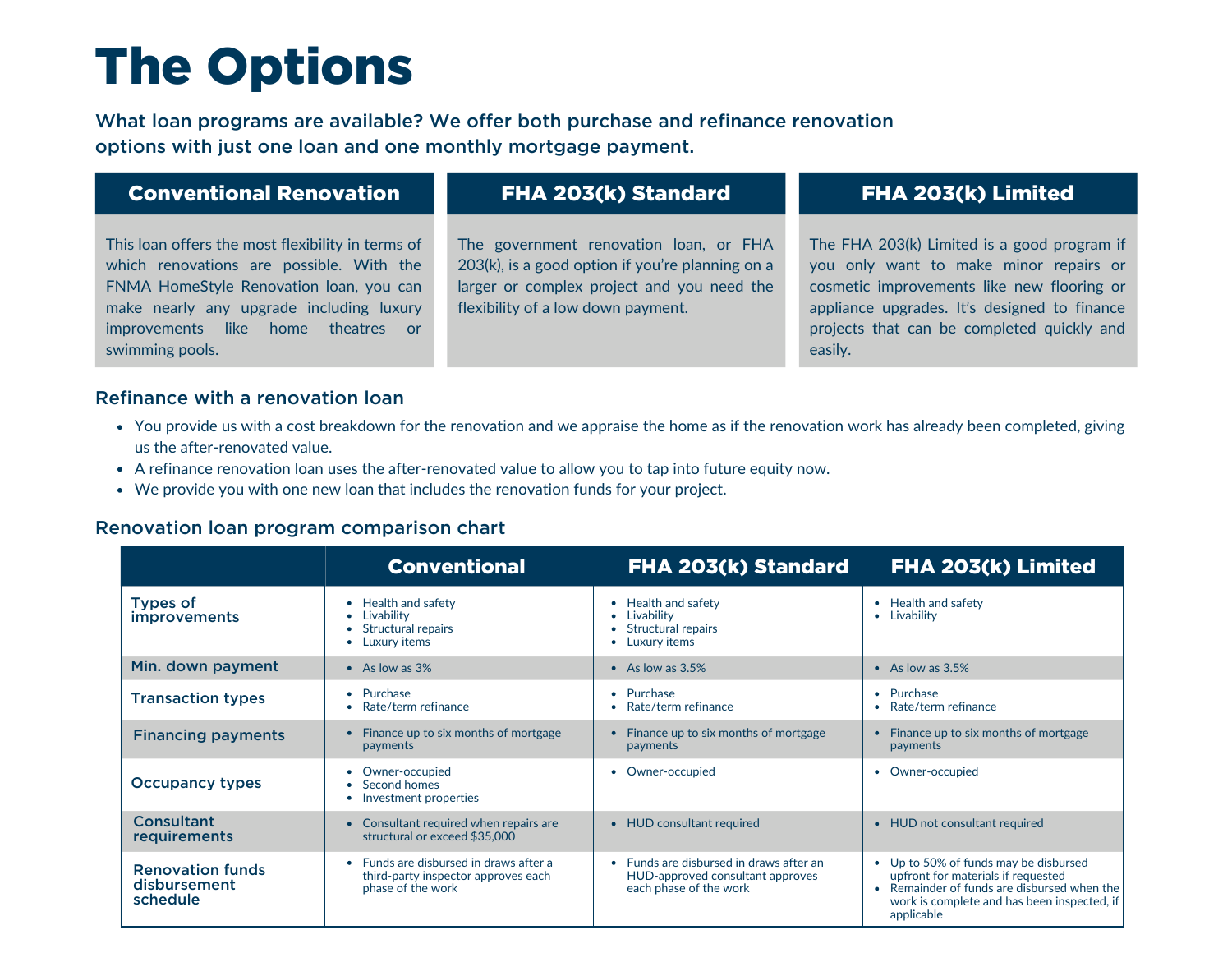# The Options

What loan programs are available? We offer both purchase and refinance renovation options with just one loan and one monthly mortgage payment.

### Conventional Renovation

This loan offers the most flexibility in terms of which renovations are possible. With the FNMA HomeStyle Renovation loan, you can make nearly any upgrade including luxury improvements like home theatres or swimming pools.

### FHA 203(k) Standard

The government renovation loan, or FHA 203(k), is a good option if you're planning on a larger or complex project and you need the flexibility of a low down payment.

### FHA 203(k) Limited

The FHA 203(k) Limited is a good program if you only want to make minor repairs or cosmetic improvements like new flooring or appliance upgrades. It's designed to finance projects that can be completed quickly and easily.

## Refinance with a renovation loan

- You provide us with a cost breakdown for the renovation and we appraise the home as if the renovation work has already been completed, giving us the after-renovated value.
- A refinance renovation loan uses the after-renovated value to allow you to tap into future equity now.
- We provide you with one new loan that includes the renovation funds for your project.

## Renovation loan program comparison chart

| | Conventional | FHA 203(k) Standard | FHA 203(k) Limited |
|---|---|---|---|
| Types of improvements | • Health and safety<br>• Livability<br>• Structural repairs<br>• Luxury items | • Health and safety<br>• Livability<br>• Structural repairs<br>• Luxury items | • Health and safety<br>• Livability |
| Min. down payment | • As low as 3% | • As low as 3.5% | • As low as 3.5% |
| Transaction types | • Purchase<br>• Rate/term refinance | • Purchase<br>• Rate/term refinance | • Purchase<br>• Rate/term refinance |
| Financing payments | • Finance up to six months of mortgage payments | • Finance up to six months of mortgage payments | • Finance up to six months of mortgage payments |
| Occupancy types | • Owner-occupied<br>• Second homes<br>• Investment properties | • Owner-occupied | • Owner-occupied |
| Consultant requirements | • Consultant required when repairs are structural or exceed $35,000 | • HUD consultant required | • HUD not consultant required |
| Renovation funds disbursement schedule | • Funds are disbursed in draws after a third-party inspector approves each phase of the work | • Funds are disbursed in draws after an HUD-approved consultant approves each phase of the work | • Up to 50% of funds may be disbursed upfront for materials if requested<br>• Remainder of funds are disbursed when the work is complete and has been inspected, if applicable |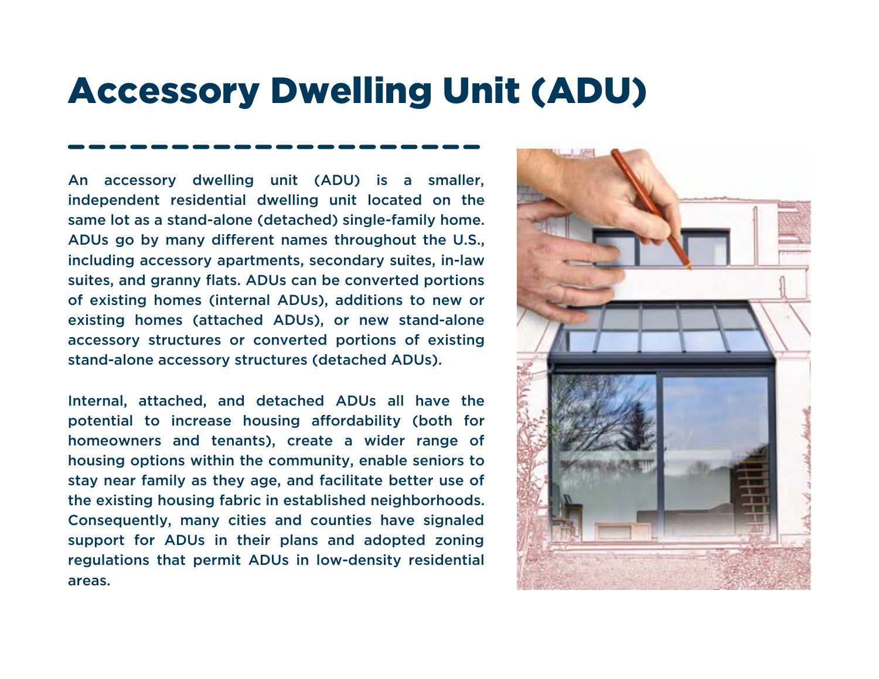# Accessory Dwelling Unit (ADU)

An accessory dwelling unit (ADU) is a smaller, independent residential dwelling unit located on the same lot as a stand-alone (detached) single-family home. ADUs go by many different names throughout the U.S., including accessory apartments, secondary suites, in-law suites, and granny flats. ADUs can be converted portions of existing homes (internal ADUs), additions to new or existing homes (attached ADUs), or new stand-alone accessory structures or converted portions of existing stand-alone accessory structures (detached ADUs).

Internal, attached, and detached ADUs all have the potential to increase housing affordability (both for homeowners and tenants), create a wider range of housing options within the community, enable seniors to stay near family as they age, and facilitate better use of the existing housing fabric in established neighborhoods. Consequently, many cities and counties have signaled support for ADUs in their plans and adopted zoning regulations that permit ADUs in low-density residential areas.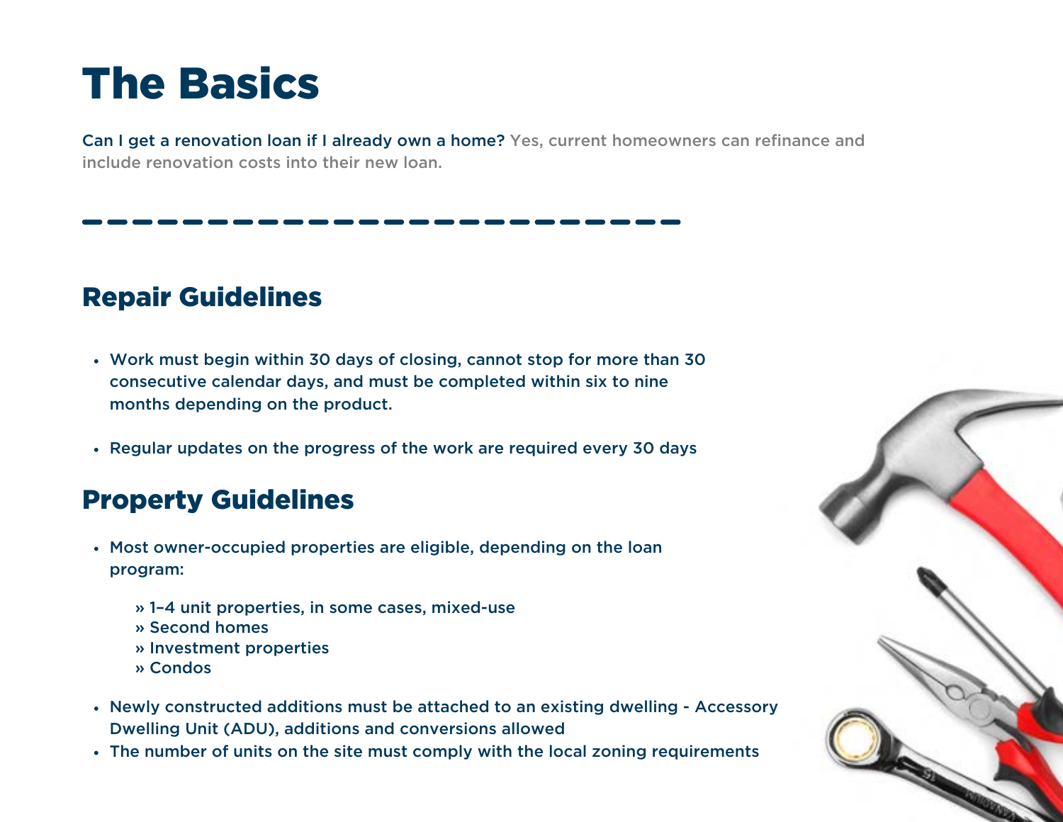# The Basics

**Can I get a renovation loan if I already own a home?** Yes, current homeowners can refinance and include renovation costs into their new loan.

## Repair Guidelines

- Work must begin within 30 days of closing, cannot stop for more than 30 consecutive calendar days, and must be completed within six to nine months depending on the product.
- Regular updates on the progress of the work are required every 30 days

## Property Guidelines

- Most owner-occupied properties are eligible, depending on the loan program:
  - » 1–4 unit properties, in some cases, mixed-use
  - » Second homes
  - » Investment properties
  - » Condos
- Newly constructed additions must be attached to an existing dwelling - Accessory Dwelling Unit (ADU), additions and conversions allowed
- The number of units on the site must comply with the local zoning requirements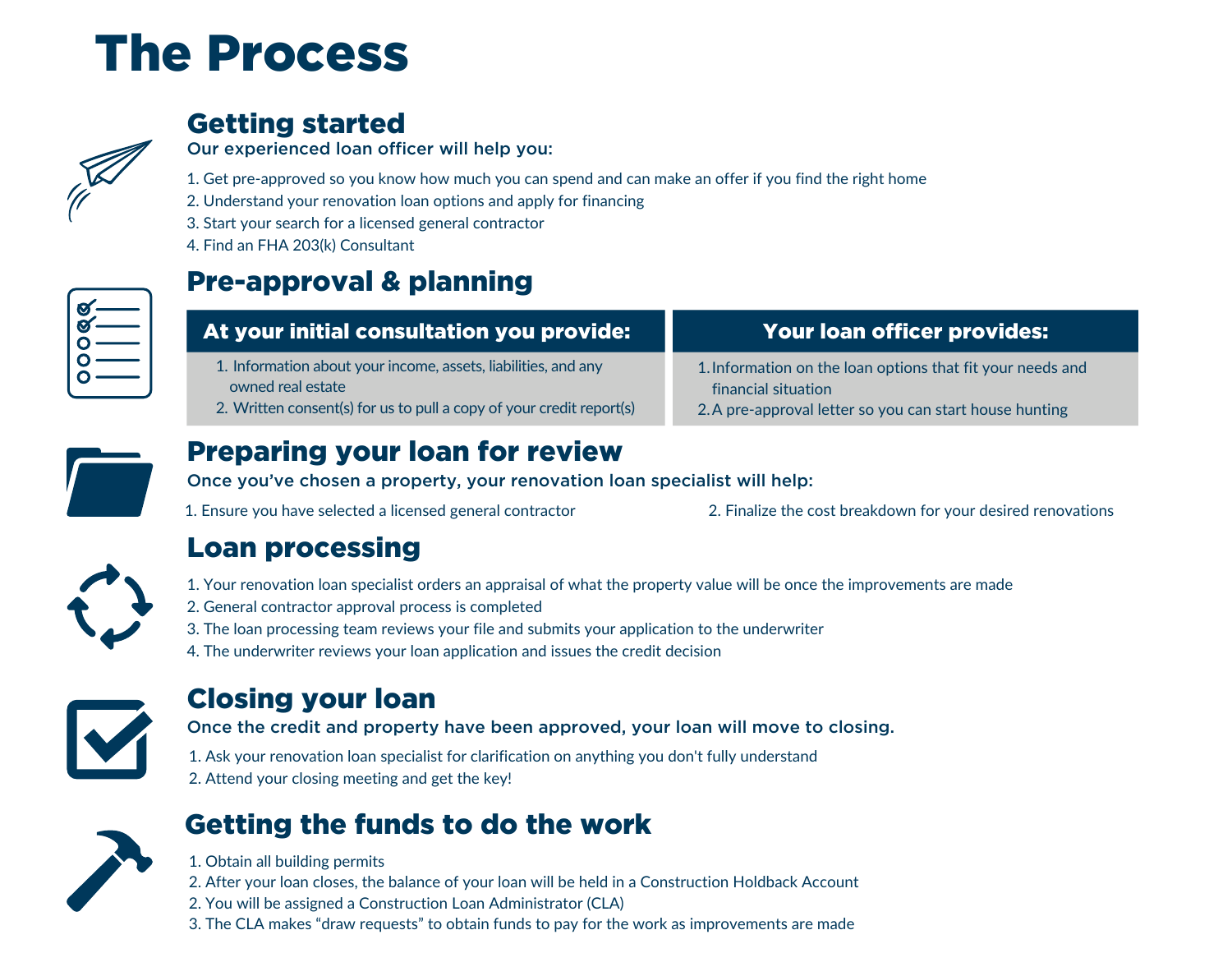# The Process

## Getting started

**Our experienced loan officer will help you:**

1. Get pre-approved so you know how much you can spend and can make an offer if you find the right home
2. Understand your renovation loan options and apply for financing
3. Start your search for a licensed general contractor
4. Find an FHA 203(k) Consultant

## Pre-approval & planning

| At your initial consultation you provide: | Your loan officer provides: |
|---|---|
| 1. Information about your income, assets, liabilities, and any owned real estate<br>2. Written consent(s) for us to pull a copy of your credit report(s) | 1. Information on the loan options that fit your needs and financial situation<br>2. A pre-approval letter so you can start house hunting |

## Preparing your loan for review

**Once you've chosen a property, your renovation loan specialist will help:**

1. Ensure you have selected a licensed general contractor
2. Finalize the cost breakdown for your desired renovations

## Loan processing

1. Your renovation loan specialist orders an appraisal of what the property value will be once the improvements are made
2. General contractor approval process is completed
3. The loan processing team reviews your file and submits your application to the underwriter
4. The underwriter reviews your loan application and issues the credit decision

## Closing your loan

**Once the credit and property have been approved, your loan will move to closing.**

1. Ask your renovation loan specialist for clarification on anything you don't fully understand
2. Attend your closing meeting and get the key!

## Getting the funds to do the work

1. Obtain all building permits
2. After your loan closes, the balance of your loan will be held in a Construction Holdback Account
2. You will be assigned a Construction Loan Administrator (CLA)
3. The CLA makes "draw requests" to obtain funds to pay for the work as improvements are made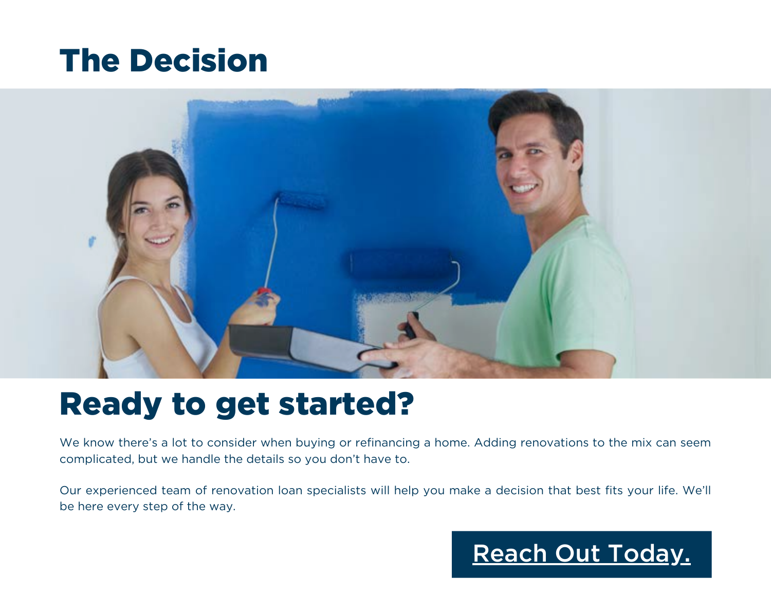# The Decision

## Ready to get started?

We know there's a lot to consider when buying or refinancing a home. Adding renovations to the mix can seem complicated, but we handle the details so you don't have to.

Our experienced team of renovation loan specialists will help you make a decision that best fits your life. We'll be here every step of the way.

Reach Out Today.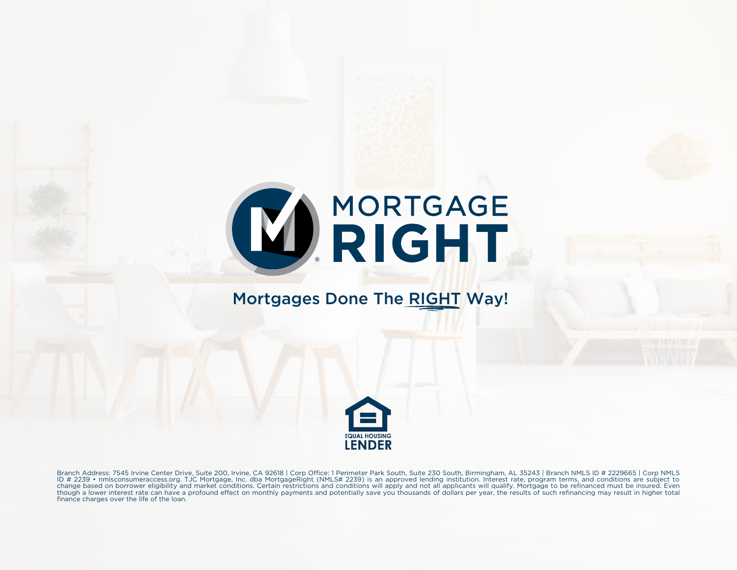MORTGAGE RIGHT

Mortgages Done The RIGHT Way!

EQUAL HOUSING LENDER

Branch Address: 7545 Irvine Center Drive, Suite 200, Irvine, CA 92618 | Corp Office: 1 Perimeter Park South, Suite 230 South, Birmingham, AL 35243 | Branch NMLS ID # 2229665 | Corp NMLS ID # 2239 • nmlsconsumeraccess.org. TJC Mortgage, Inc. dba MortgageRight (NMLS# 2239) is an approved lending institution. Interest rate, program terms, and conditions are subject to change based on borrower eligibility and market conditions. Certain restrictions and conditions will apply and not all applicants will qualify. Mortgage to be refinanced must be insured. Even though a lower interest rate can have a profound effect on monthly payments and potentially save you thousands of dollars per year, the results of such refinancing may result in higher total finance charges over the life of the loan.